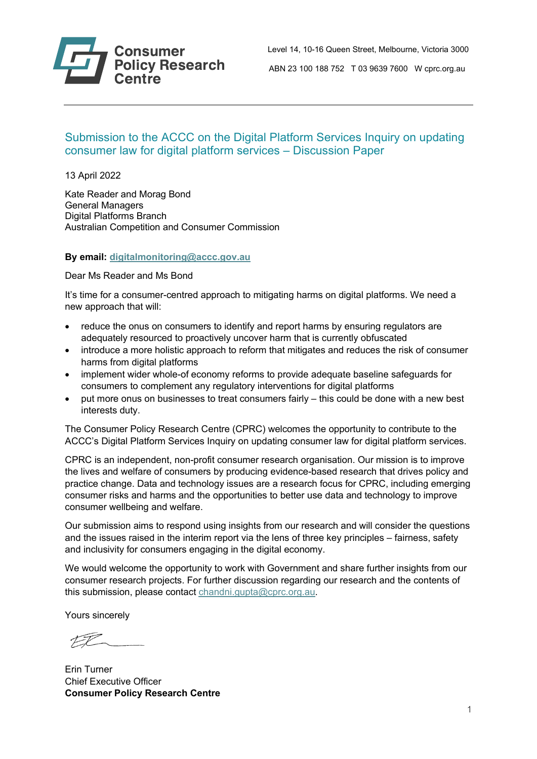Consumer Policy Research Centre

Level 14, 10-16 Queen Street, Melbourne, Victoria 3000

ABN 23 100 188 752 T 03 9639 7600 W cprc.org.au

## Submission to the ACCC on the Digital Platform Services Inquiry on updating consumer law for digital platform services – Discussion Paper

13 April 2022

Kate Reader and Morag Bond
General Managers
Digital Platforms Branch
Australian Competition and Consumer Commission

**By email: digitalmonitoring@accc.gov.au**

Dear Ms Reader and Ms Bond

It's time for a consumer-centred approach to mitigating harms on digital platforms. We need a new approach that will:

- reduce the onus on consumers to identify and report harms by ensuring regulators are adequately resourced to proactively uncover harm that is currently obfuscated
- introduce a more holistic approach to reform that mitigates and reduces the risk of consumer harms from digital platforms
- implement wider whole-of economy reforms to provide adequate baseline safeguards for consumers to complement any regulatory interventions for digital platforms
- put more onus on businesses to treat consumers fairly – this could be done with a new best interests duty.

The Consumer Policy Research Centre (CPRC) welcomes the opportunity to contribute to the ACCC's Digital Platform Services Inquiry on updating consumer law for digital platform services.

CPRC is an independent, non-profit consumer research organisation. Our mission is to improve the lives and welfare of consumers by producing evidence-based research that drives policy and practice change. Data and technology issues are a research focus for CPRC, including emerging consumer risks and harms and the opportunities to better use data and technology to improve consumer wellbeing and welfare.

Our submission aims to respond using insights from our research and will consider the questions and the issues raised in the interim report via the lens of three key principles – fairness, safety and inclusivity for consumers engaging in the digital economy.

We would welcome the opportunity to work with Government and share further insights from our consumer research projects. For further discussion regarding our research and the contents of this submission, please contact chandni.gupta@cprc.org.au.

Yours sincerely

Erin Turner
Chief Executive Officer
**Consumer Policy Research Centre**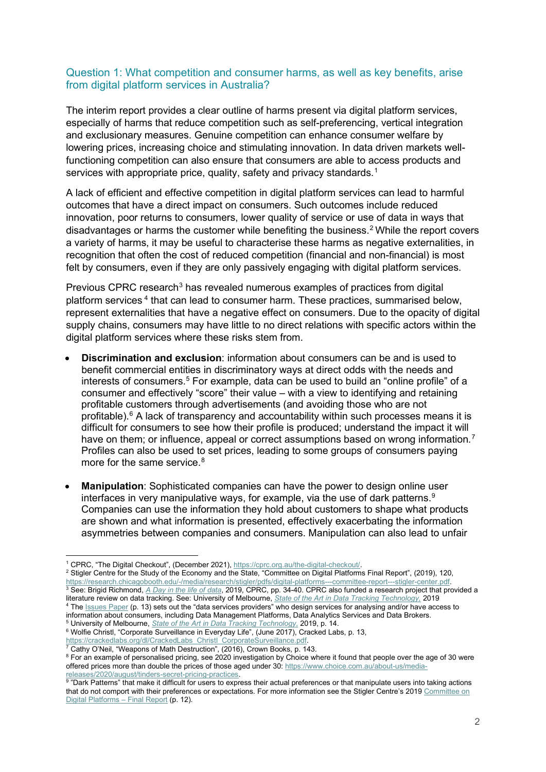### Question 1: What competition and consumer harms, as well as key benefits, arise from digital platform services in Australia?

The interim report provides a clear outline of harms present via digital platform services, especially of harms that reduce competition such as self-preferencing, vertical integration and exclusionary measures. Genuine competition can enhance consumer welfare by lowering prices, increasing choice and stimulating innovation. In data driven markets well-functioning competition can also ensure that consumers are able to access products and services with appropriate price, quality, safety and privacy standards.[1]

A lack of efficient and effective competition in digital platform services can lead to harmful outcomes that have a direct impact on consumers. Such outcomes include reduced innovation, poor returns to consumers, lower quality of service or use of data in ways that disadvantages or harms the customer while benefiting the business.[2] While the report covers a variety of harms, it may be useful to characterise these harms as negative externalities, in recognition that often the cost of reduced competition (financial and non-financial) is most felt by consumers, even if they are only passively engaging with digital platform services.

Previous CPRC research[3] has revealed numerous examples of practices from digital platform services[4] that can lead to consumer harm. These practices, summarised below, represent externalities that have a negative effect on consumers. Due to the opacity of digital supply chains, consumers may have little to no direct relations with specific actors within the digital platform services where these risks stem from.

- **Discrimination and exclusion**: information about consumers can be and is used to benefit commercial entities in discriminatory ways at direct odds with the needs and interests of consumers.[5] For example, data can be used to build an "online profile" of a consumer and effectively "score" their value – with a view to identifying and retaining profitable customers through advertisements (and avoiding those who are not profitable).[6] A lack of transparency and accountability within such processes means it is difficult for consumers to see how their profile is produced; understand the impact it will have on them; or influence, appeal or correct assumptions based on wrong information.[7] Profiles can also be used to set prices, leading to some groups of consumers paying more for the same service.[8]

- **Manipulation**: Sophisticated companies can have the power to design online user interfaces in very manipulative ways, for example, via the use of dark patterns.[9] Companies can use the information they hold about customers to shape what products are shown and what information is presented, effectively exacerbating the information asymmetries between companies and consumers. Manipulation can also lead to unfair

---

[1] CPRC, "The Digital Checkout", (December 2021), https://cprc.org.au/the-digital-checkout/.

[2] Stigler Centre for the Study of the Economy and the State, "Committee on Digital Platforms Final Report", (2019), 120, https://research.chicagobooth.edu/-/media/research/stigler/pdfs/digital-platforms---committee-report---stigler-center.pdf.

[3] See: Brigid Richmond, *A Day in the life of data*, 2019, CPRC, pp. 34-40. CPRC also funded a research project that provided a literature review on data tracking. See: University of Melbourne, *State of the Art in Data Tracking Technology*, 2019

[4] The Issues Paper (p. 13) sets out the "data services providers" who design services for analysing and/or have access to information about consumers, including Data Management Platforms, Data Analytics Services and Data Brokers.

[5] University of Melbourne, *State of the Art in Data Tracking Technology*, 2019, p. 14.

[6] Wolfie Christl, "Corporate Surveillance in Everyday Life", (June 2017), Cracked Labs, p. 13, https://crackedlabs.org/dl/CrackedLabs_Christl_CorporateSurveillance.pdf.

[7] Cathy O'Neil, "Weapons of Math Destruction", (2016), Crown Books, p. 143.

[8] For an example of personalised pricing, see 2020 investigation by Choice where it found that people over the age of 30 were offered prices more than double the prices of those aged under 30: https://www.choice.com.au/about-us/media-releases/2020/august/tinders-secret-pricing-practices.

[9] "Dark Patterns" that make it difficult for users to express their actual preferences or that manipulate users into taking actions that do not comport with their preferences or expectations. For more information see the Stigler Centre's 2019 Committee on Digital Platforms – Final Report (p. 12).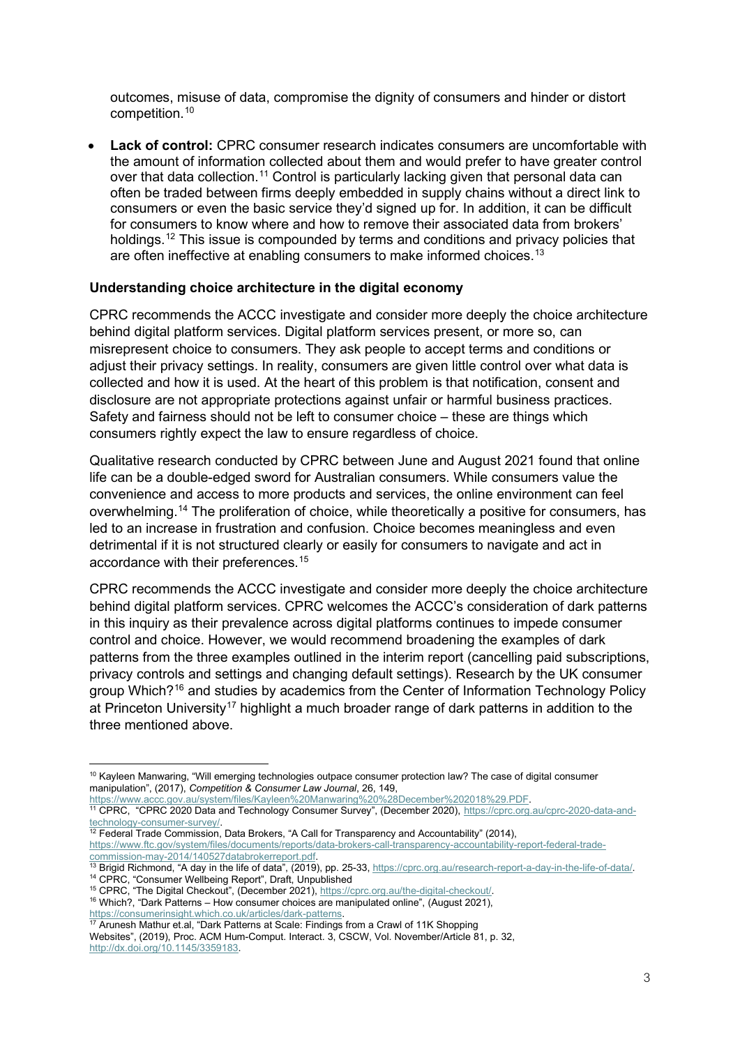outcomes, misuse of data, compromise the dignity of consumers and hinder or distort competition.[10]

- **Lack of control:** CPRC consumer research indicates consumers are uncomfortable with the amount of information collected about them and would prefer to have greater control over that data collection.[11] Control is particularly lacking given that personal data can often be traded between firms deeply embedded in supply chains without a direct link to consumers or even the basic service they'd signed up for. In addition, it can be difficult for consumers to know where and how to remove their associated data from brokers' holdings.[12] This issue is compounded by terms and conditions and privacy policies that are often ineffective at enabling consumers to make informed choices.[13]

### Understanding choice architecture in the digital economy

CPRC recommends the ACCC investigate and consider more deeply the choice architecture behind digital platform services. Digital platform services present, or more so, can misrepresent choice to consumers. They ask people to accept terms and conditions or adjust their privacy settings. In reality, consumers are given little control over what data is collected and how it is used. At the heart of this problem is that notification, consent and disclosure are not appropriate protections against unfair or harmful business practices. Safety and fairness should not be left to consumer choice – these are things which consumers rightly expect the law to ensure regardless of choice.

Qualitative research conducted by CPRC between June and August 2021 found that online life can be a double-edged sword for Australian consumers. While consumers value the convenience and access to more products and services, the online environment can feel overwhelming.[14] The proliferation of choice, while theoretically a positive for consumers, has led to an increase in frustration and confusion. Choice becomes meaningless and even detrimental if it is not structured clearly or easily for consumers to navigate and act in accordance with their preferences.[15]

CPRC recommends the ACCC investigate and consider more deeply the choice architecture behind digital platform services. CPRC welcomes the ACCC's consideration of dark patterns in this inquiry as their prevalence across digital platforms continues to impede consumer control and choice. However, we would recommend broadening the examples of dark patterns from the three examples outlined in the interim report (cancelling paid subscriptions, privacy controls and settings and changing default settings). Research by the UK consumer group Which?[16] and studies by academics from the Center of Information Technology Policy at Princeton University[17] highlight a much broader range of dark patterns in addition to the three mentioned above.

---

[10] Kayleen Manwaring, "Will emerging technologies outpace consumer protection law? The case of digital consumer manipulation", (2017), *Competition & Consumer Law Journal*, 26, 149, https://www.accc.gov.au/system/files/Kayleen%20Manwaring%20%28December%202018%29.PDF.

[11] CPRC, "CPRC 2020 Data and Technology Consumer Survey", (December 2020), https://cprc.org.au/cprc-2020-data-and-technology-consumer-survey/.

[12] Federal Trade Commission, Data Brokers, "A Call for Transparency and Accountability" (2014), https://www.ftc.gov/system/files/documents/reports/data-brokers-call-transparency-accountability-report-federal-trade-commission-may-2014/140527databrokerreport.pdf.

[13] Brigid Richmond, "A day in the life of data", (2019), pp. 25-33, https://cprc.org.au/research-report-a-day-in-the-life-of-data/.

[14] CPRC, "Consumer Wellbeing Report", Draft, Unpublished

[15] CPRC, "The Digital Checkout", (December 2021), https://cprc.org.au/the-digital-checkout/.

[16] Which?, "Dark Patterns – How consumer choices are manipulated online", (August 2021), https://consumerinsight.which.co.uk/articles/dark-patterns.

[17] Arunesh Mathur et.al, "Dark Patterns at Scale: Findings from a Crawl of 11K Shopping Websites", (2019), Proc. ACM Hum-Comput. Interact. 3, CSCW, Vol. November/Article 81, p. 32, http://dx.doi.org/10.1145/3359183.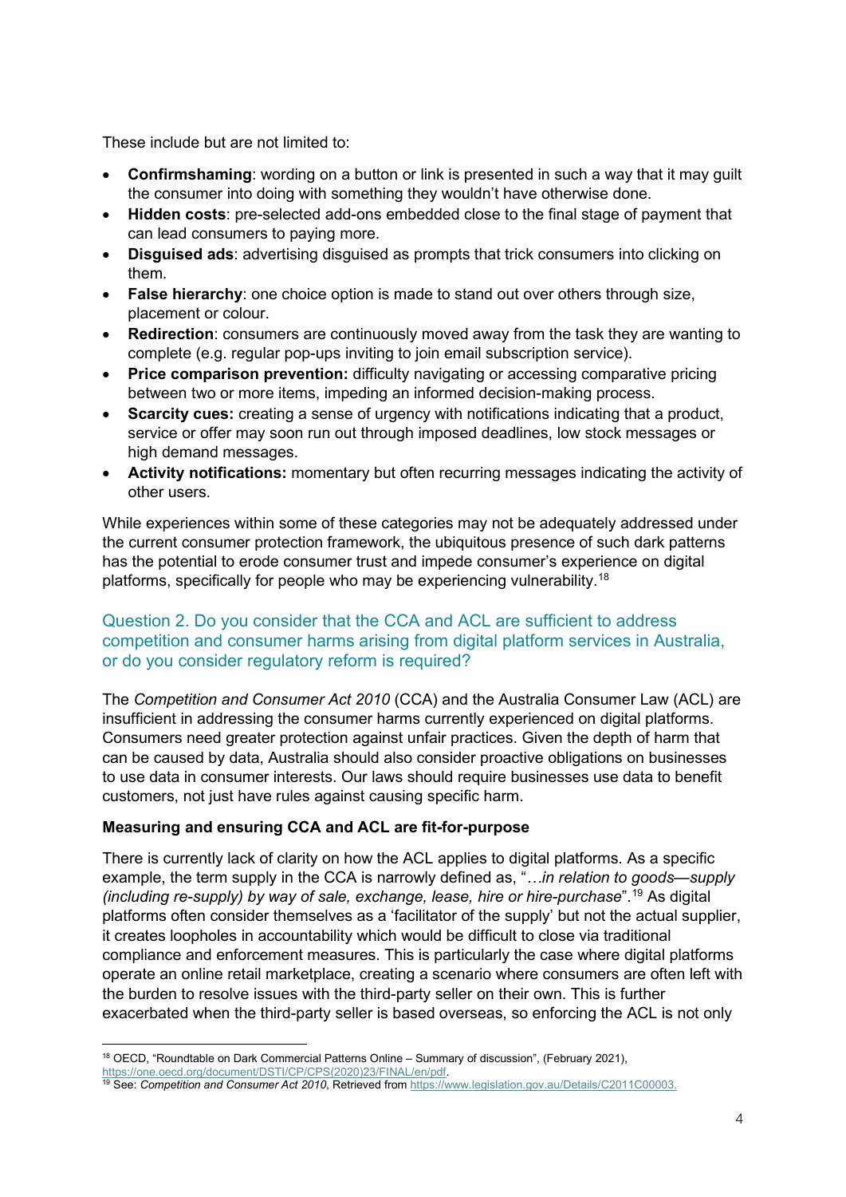These include but are not limited to:

- **Confirmshaming**: wording on a button or link is presented in such a way that it may guilt the consumer into doing with something they wouldn't have otherwise done.
- **Hidden costs**: pre-selected add-ons embedded close to the final stage of payment that can lead consumers to paying more.
- **Disguised ads**: advertising disguised as prompts that trick consumers into clicking on them.
- **False hierarchy**: one choice option is made to stand out over others through size, placement or colour.
- **Redirection**: consumers are continuously moved away from the task they are wanting to complete (e.g. regular pop-ups inviting to join email subscription service).
- **Price comparison prevention:** difficulty navigating or accessing comparative pricing between two or more items, impeding an informed decision-making process.
- **Scarcity cues:** creating a sense of urgency with notifications indicating that a product, service or offer may soon run out through imposed deadlines, low stock messages or high demand messages.
- **Activity notifications:** momentary but often recurring messages indicating the activity of other users.

While experiences within some of these categories may not be adequately addressed under the current consumer protection framework, the ubiquitous presence of such dark patterns has the potential to erode consumer trust and impede consumer's experience on digital platforms, specifically for people who may be experiencing vulnerability.[18]

## Question 2. Do you consider that the CCA and ACL are sufficient to address competition and consumer harms arising from digital platform services in Australia, or do you consider regulatory reform is required?

The *Competition and Consumer Act 2010* (CCA) and the Australia Consumer Law (ACL) are insufficient in addressing the consumer harms currently experienced on digital platforms. Consumers need greater protection against unfair practices. Given the depth of harm that can be caused by data, Australia should also consider proactive obligations on businesses to use data in consumer interests. Our laws should require businesses use data to benefit customers, not just have rules against causing specific harm.

**Measuring and ensuring CCA and ACL are fit-for-purpose**

There is currently lack of clarity on how the ACL applies to digital platforms. As a specific example, the term supply in the CCA is narrowly defined as, "*…in relation to goods—supply (including re-supply) by way of sale, exchange, lease, hire or hire-purchase*".[19] As digital platforms often consider themselves as a 'facilitator of the supply' but not the actual supplier, it creates loopholes in accountability which would be difficult to close via traditional compliance and enforcement measures. This is particularly the case where digital platforms operate an online retail marketplace, creating a scenario where consumers are often left with the burden to resolve issues with the third-party seller on their own. This is further exacerbated when the third-party seller is based overseas, so enforcing the ACL is not only

---

[18] OECD, "Roundtable on Dark Commercial Patterns Online – Summary of discussion", (February 2021), https://one.oecd.org/document/DSTI/CP/CPS(2020)23/FINAL/en/pdf.

[19] See: *Competition and Consumer Act 2010*, Retrieved from https://www.legislation.gov.au/Details/C2011C00003.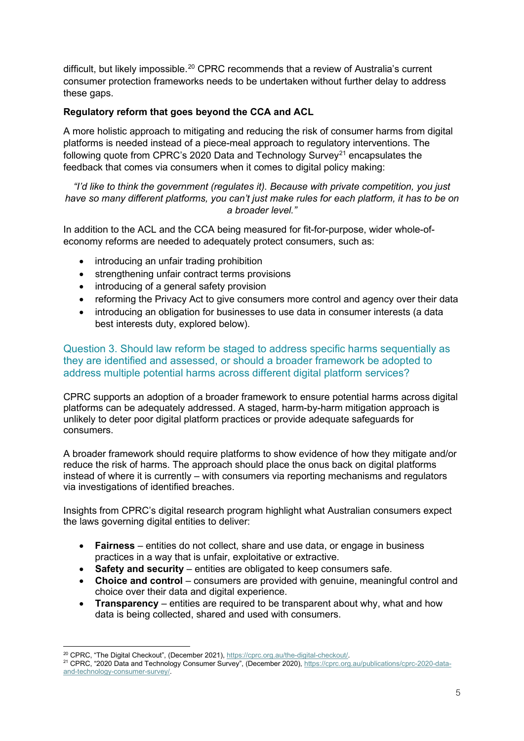difficult, but likely impossible.[20] CPRC recommends that a review of Australia's current consumer protection frameworks needs to be undertaken without further delay to address these gaps.

**Regulatory reform that goes beyond the CCA and ACL**

A more holistic approach to mitigating and reducing the risk of consumer harms from digital platforms is needed instead of a piece-meal approach to regulatory interventions. The following quote from CPRC's 2020 Data and Technology Survey[21] encapsulates the feedback that comes via consumers when it comes to digital policy making:

*"I'd like to think the government (regulates it). Because with private competition, you just have so many different platforms, you can't just make rules for each platform, it has to be on a broader level."*

In addition to the ACL and the CCA being measured for fit-for-purpose, wider whole-of-economy reforms are needed to adequately protect consumers, such as:

- introducing an unfair trading prohibition
- strengthening unfair contract terms provisions
- introducing of a general safety provision
- reforming the Privacy Act to give consumers more control and agency over their data
- introducing an obligation for businesses to use data in consumer interests (a data best interests duty, explored below).

## Question 3. Should law reform be staged to address specific harms sequentially as they are identified and assessed, or should a broader framework be adopted to address multiple potential harms across different digital platform services?

CPRC supports an adoption of a broader framework to ensure potential harms across digital platforms can be adequately addressed. A staged, harm-by-harm mitigation approach is unlikely to deter poor digital platform practices or provide adequate safeguards for consumers.

A broader framework should require platforms to show evidence of how they mitigate and/or reduce the risk of harms. The approach should place the onus back on digital platforms instead of where it is currently – with consumers via reporting mechanisms and regulators via investigations of identified breaches.

Insights from CPRC's digital research program highlight what Australian consumers expect the laws governing digital entities to deliver:

- **Fairness** – entities do not collect, share and use data, or engage in business practices in a way that is unfair, exploitative or extractive.
- **Safety and security** – entities are obligated to keep consumers safe.
- **Choice and control** – consumers are provided with genuine, meaningful control and choice over their data and digital experience.
- **Transparency** – entities are required to be transparent about why, what and how data is being collected, shared and used with consumers.

---

[20] CPRC, "The Digital Checkout", (December 2021), https://cprc.org.au/the-digital-checkout/.

[21] CPRC, "2020 Data and Technology Consumer Survey", (December 2020), https://cprc.org.au/publications/cprc-2020-data-and-technology-consumer-survey/.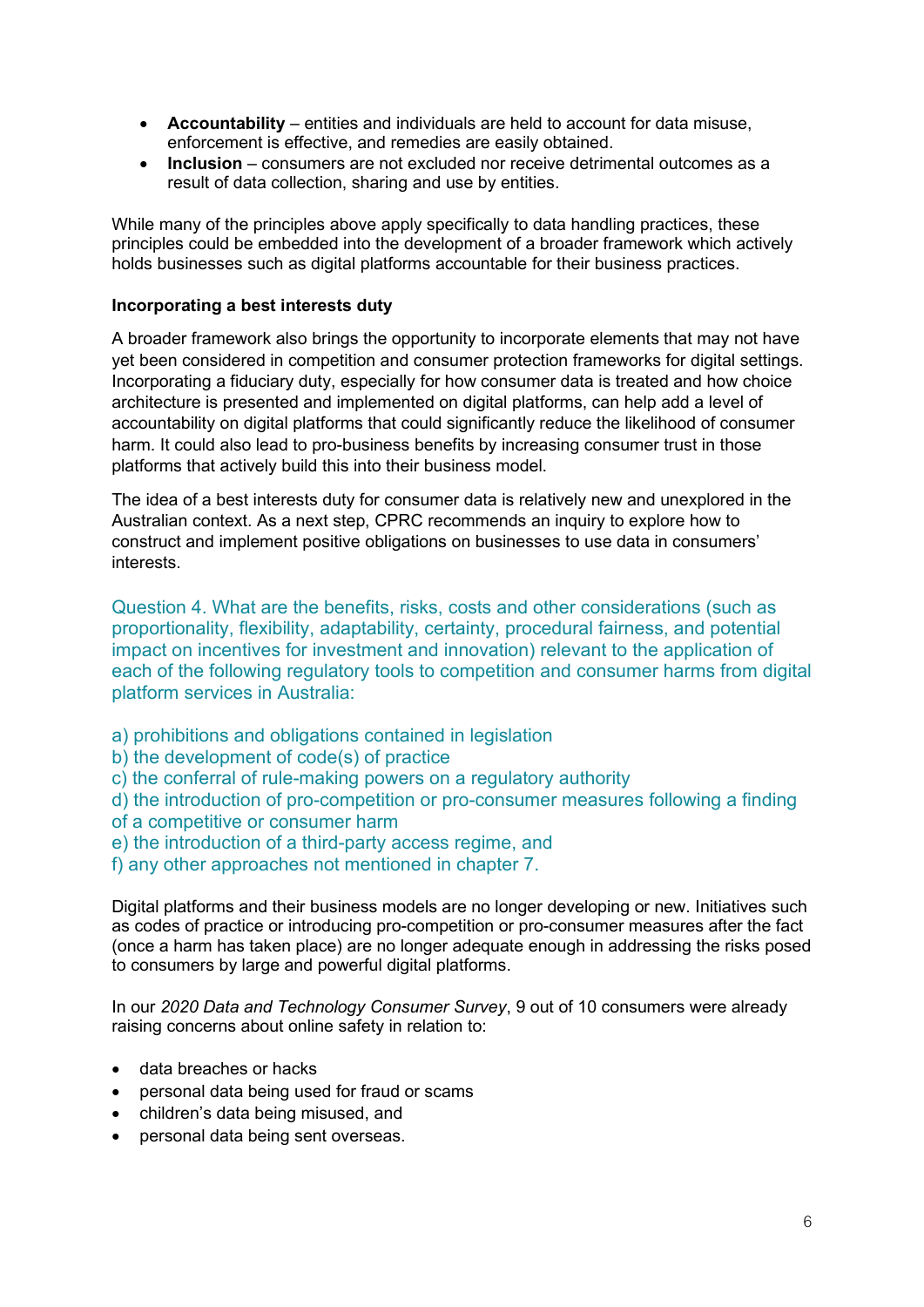- **Accountability** – entities and individuals are held to account for data misuse, enforcement is effective, and remedies are easily obtained.
- **Inclusion** – consumers are not excluded nor receive detrimental outcomes as a result of data collection, sharing and use by entities.

While many of the principles above apply specifically to data handling practices, these principles could be embedded into the development of a broader framework which actively holds businesses such as digital platforms accountable for their business practices.

**Incorporating a best interests duty**

A broader framework also brings the opportunity to incorporate elements that may not have yet been considered in competition and consumer protection frameworks for digital settings. Incorporating a fiduciary duty, especially for how consumer data is treated and how choice architecture is presented and implemented on digital platforms, can help add a level of accountability on digital platforms that could significantly reduce the likelihood of consumer harm. It could also lead to pro-business benefits by increasing consumer trust in those platforms that actively build this into their business model.

The idea of a best interests duty for consumer data is relatively new and unexplored in the Australian context. As a next step, CPRC recommends an inquiry to explore how to construct and implement positive obligations on businesses to use data in consumers' interests.

### Question 4. What are the benefits, risks, costs and other considerations (such as proportionality, flexibility, adaptability, certainty, procedural fairness, and potential impact on incentives for investment and innovation) relevant to the application of each of the following regulatory tools to competition and consumer harms from digital platform services in Australia:

a) prohibitions and obligations contained in legislation
b) the development of code(s) of practice
c) the conferral of rule-making powers on a regulatory authority
d) the introduction of pro-competition or pro-consumer measures following a finding of a competitive or consumer harm
e) the introduction of a third-party access regime, and
f) any other approaches not mentioned in chapter 7.

Digital platforms and their business models are no longer developing or new. Initiatives such as codes of practice or introducing pro-competition or pro-consumer measures after the fact (once a harm has taken place) are no longer adequate enough in addressing the risks posed to consumers by large and powerful digital platforms.

In our *2020 Data and Technology Consumer Survey*, 9 out of 10 consumers were already raising concerns about online safety in relation to:

- data breaches or hacks
- personal data being used for fraud or scams
- children's data being misused, and
- personal data being sent overseas.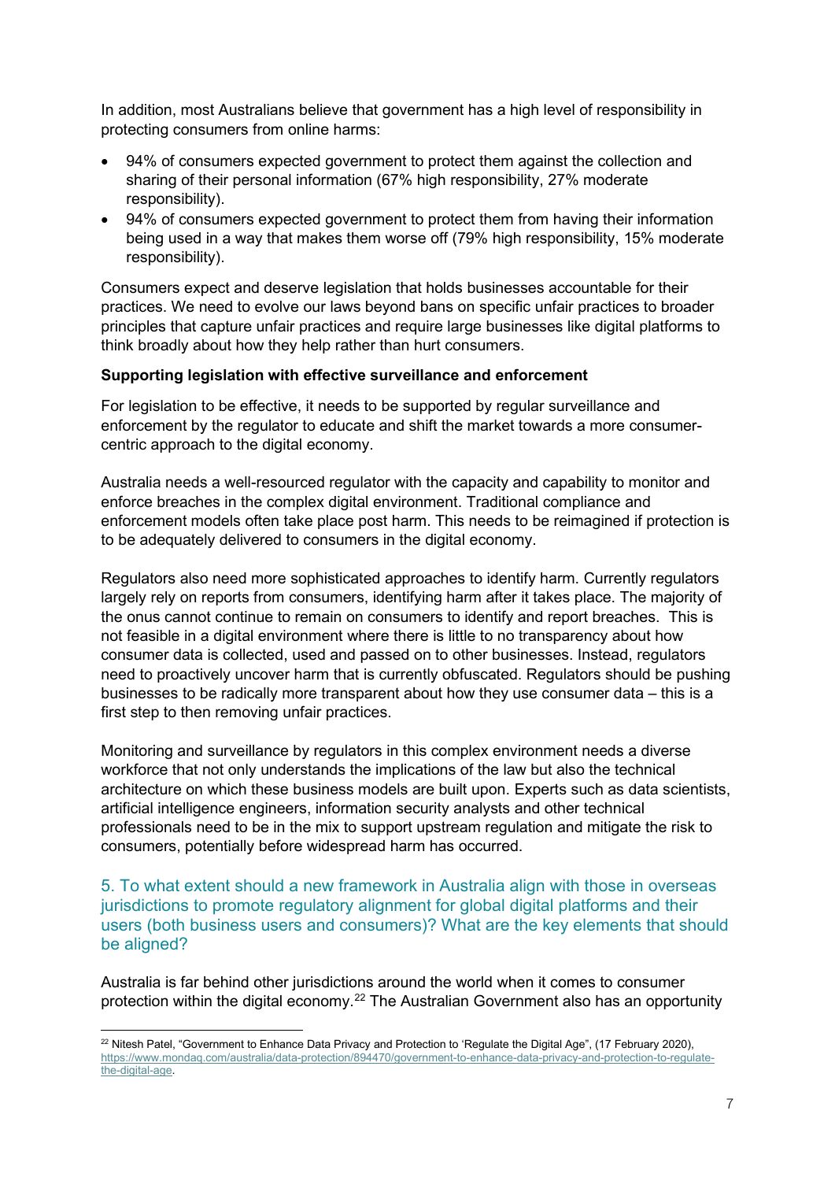In addition, most Australians believe that government has a high level of responsibility in protecting consumers from online harms:

- 94% of consumers expected government to protect them against the collection and sharing of their personal information (67% high responsibility, 27% moderate responsibility).
- 94% of consumers expected government to protect them from having their information being used in a way that makes them worse off (79% high responsibility, 15% moderate responsibility).

Consumers expect and deserve legislation that holds businesses accountable for their practices. We need to evolve our laws beyond bans on specific unfair practices to broader principles that capture unfair practices and require large businesses like digital platforms to think broadly about how they help rather than hurt consumers.

**Supporting legislation with effective surveillance and enforcement**

For legislation to be effective, it needs to be supported by regular surveillance and enforcement by the regulator to educate and shift the market towards a more consumer-centric approach to the digital economy.

Australia needs a well-resourced regulator with the capacity and capability to monitor and enforce breaches in the complex digital environment. Traditional compliance and enforcement models often take place post harm. This needs to be reimagined if protection is to be adequately delivered to consumers in the digital economy.

Regulators also need more sophisticated approaches to identify harm. Currently regulators largely rely on reports from consumers, identifying harm after it takes place. The majority of the onus cannot continue to remain on consumers to identify and report breaches. This is not feasible in a digital environment where there is little to no transparency about how consumer data is collected, used and passed on to other businesses. Instead, regulators need to proactively uncover harm that is currently obfuscated. Regulators should be pushing businesses to be radically more transparent about how they use consumer data – this is a first step to then removing unfair practices.

Monitoring and surveillance by regulators in this complex environment needs a diverse workforce that not only understands the implications of the law but also the technical architecture on which these business models are built upon. Experts such as data scientists, artificial intelligence engineers, information security analysts and other technical professionals need to be in the mix to support upstream regulation and mitigate the risk to consumers, potentially before widespread harm has occurred.

## 5. To what extent should a new framework in Australia align with those in overseas jurisdictions to promote regulatory alignment for global digital platforms and their users (both business users and consumers)? What are the key elements that should be aligned?

Australia is far behind other jurisdictions around the world when it comes to consumer protection within the digital economy.[22] The Australian Government also has an opportunity

[22] Nitesh Patel, "Government to Enhance Data Privacy and Protection to 'Regulate the Digital Age", (17 February 2020), https://www.mondaq.com/australia/data-protection/894470/government-to-enhance-data-privacy-and-protection-to-regulate-the-digital-age.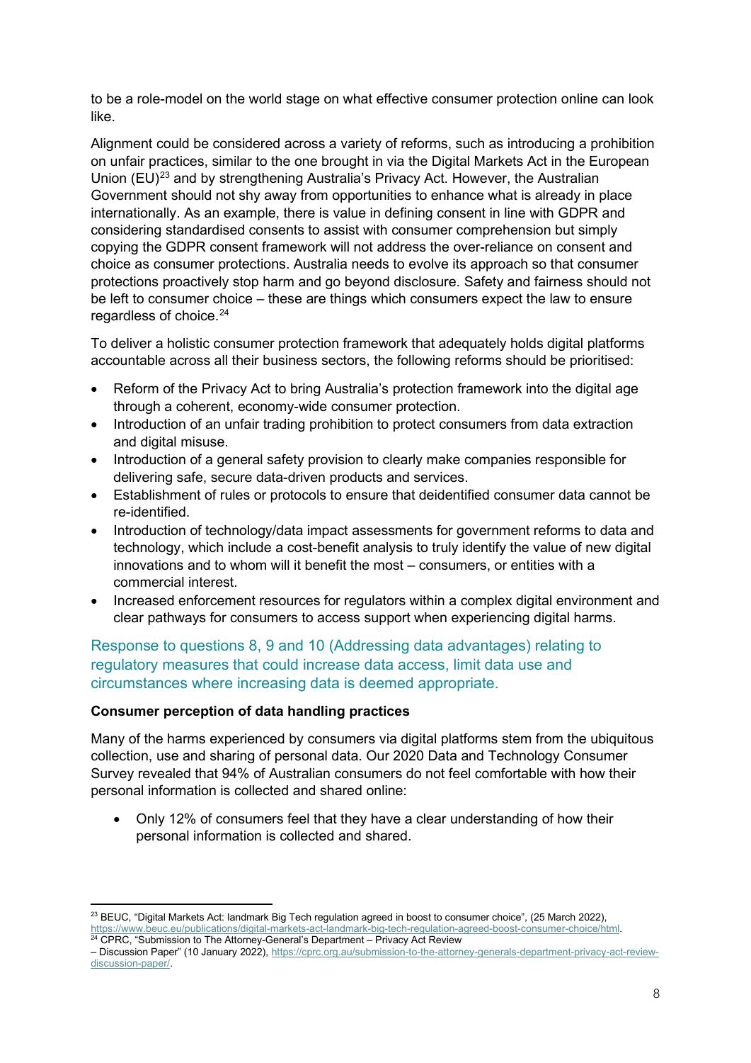to be a role-model on the world stage on what effective consumer protection online can look like.

Alignment could be considered across a variety of reforms, such as introducing a prohibition on unfair practices, similar to the one brought in via the Digital Markets Act in the European Union (EU)[23] and by strengthening Australia's Privacy Act. However, the Australian Government should not shy away from opportunities to enhance what is already in place internationally. As an example, there is value in defining consent in line with GDPR and considering standardised consents to assist with consumer comprehension but simply copying the GDPR consent framework will not address the over-reliance on consent and choice as consumer protections. Australia needs to evolve its approach so that consumer protections proactively stop harm and go beyond disclosure. Safety and fairness should not be left to consumer choice – these are things which consumers expect the law to ensure regardless of choice.[24]

To deliver a holistic consumer protection framework that adequately holds digital platforms accountable across all their business sectors, the following reforms should be prioritised:

- Reform of the Privacy Act to bring Australia's protection framework into the digital age through a coherent, economy-wide consumer protection.
- Introduction of an unfair trading prohibition to protect consumers from data extraction and digital misuse.
- Introduction of a general safety provision to clearly make companies responsible for delivering safe, secure data-driven products and services.
- Establishment of rules or protocols to ensure that deidentified consumer data cannot be re-identified.
- Introduction of technology/data impact assessments for government reforms to data and technology, which include a cost-benefit analysis to truly identify the value of new digital innovations and to whom will it benefit the most – consumers, or entities with a commercial interest.
- Increased enforcement resources for regulators within a complex digital environment and clear pathways for consumers to access support when experiencing digital harms.

## Response to questions 8, 9 and 10 (Addressing data advantages) relating to regulatory measures that could increase data access, limit data use and circumstances where increasing data is deemed appropriate.

**Consumer perception of data handling practices**

Many of the harms experienced by consumers via digital platforms stem from the ubiquitous collection, use and sharing of personal data. Our 2020 Data and Technology Consumer Survey revealed that 94% of Australian consumers do not feel comfortable with how their personal information is collected and shared online:

- Only 12% of consumers feel that they have a clear understanding of how their personal information is collected and shared.

---

[23] BEUC, "Digital Markets Act: landmark Big Tech regulation agreed in boost to consumer choice", (25 March 2022), https://www.beuc.eu/publications/digital-markets-act-landmark-big-tech-regulation-agreed-boost-consumer-choice/html.

[24] CPRC, "Submission to The Attorney-General's Department – Privacy Act Review – Discussion Paper" (10 January 2022), https://cprc.org.au/submission-to-the-attorney-generals-department-privacy-act-review-discussion-paper/.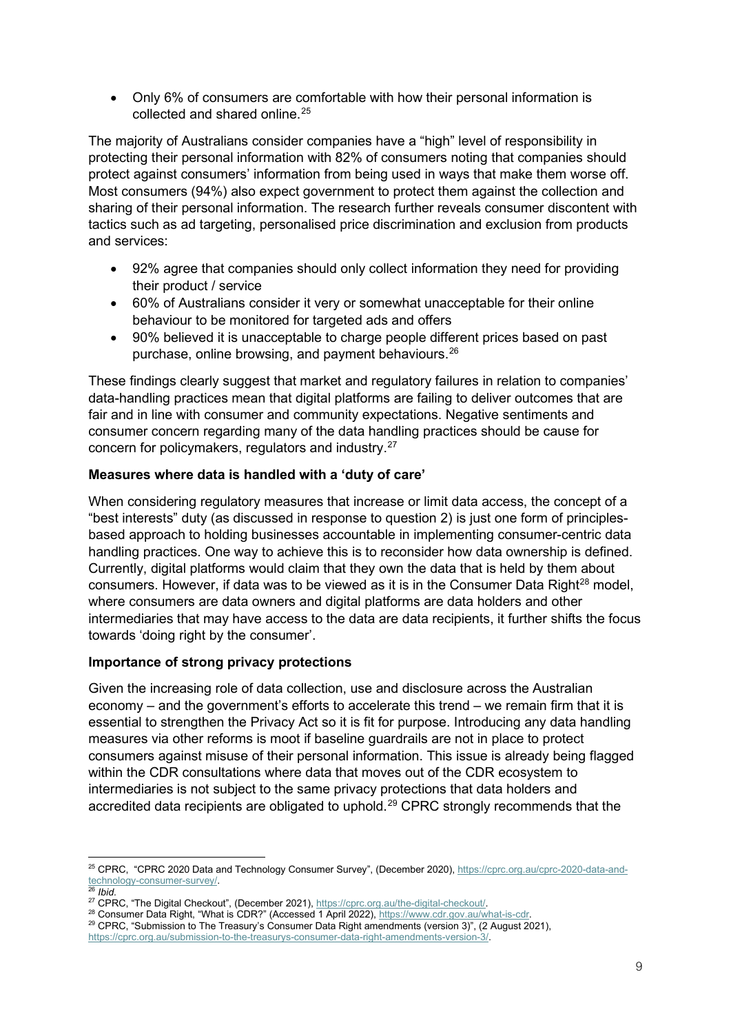- Only 6% of consumers are comfortable with how their personal information is collected and shared online.[25]

The majority of Australians consider companies have a "high" level of responsibility in protecting their personal information with 82% of consumers noting that companies should protect against consumers' information from being used in ways that make them worse off. Most consumers (94%) also expect government to protect them against the collection and sharing of their personal information. The research further reveals consumer discontent with tactics such as ad targeting, personalised price discrimination and exclusion from products and services:

- 92% agree that companies should only collect information they need for providing their product / service
- 60% of Australians consider it very or somewhat unacceptable for their online behaviour to be monitored for targeted ads and offers
- 90% believed it is unacceptable to charge people different prices based on past purchase, online browsing, and payment behaviours.[26]

These findings clearly suggest that market and regulatory failures in relation to companies' data-handling practices mean that digital platforms are failing to deliver outcomes that are fair and in line with consumer and community expectations. Negative sentiments and consumer concern regarding many of the data handling practices should be cause for concern for policymakers, regulators and industry.[27]

**Measures where data is handled with a 'duty of care'**

When considering regulatory measures that increase or limit data access, the concept of a "best interests" duty (as discussed in response to question 2) is just one form of principles-based approach to holding businesses accountable in implementing consumer-centric data handling practices. One way to achieve this is to reconsider how data ownership is defined. Currently, digital platforms would claim that they own the data that is held by them about consumers. However, if data was to be viewed as it is in the Consumer Data Right[28] model, where consumers are data owners and digital platforms are data holders and other intermediaries that may have access to the data are data recipients, it further shifts the focus towards 'doing right by the consumer'.

**Importance of strong privacy protections**

Given the increasing role of data collection, use and disclosure across the Australian economy – and the government's efforts to accelerate this trend – we remain firm that it is essential to strengthen the Privacy Act so it is fit for purpose. Introducing any data handling measures via other reforms is moot if baseline guardrails are not in place to protect consumers against misuse of their personal information. This issue is already being flagged within the CDR consultations where data that moves out of the CDR ecosystem to intermediaries is not subject to the same privacy protections that data holders and accredited data recipients are obligated to uphold.[29] CPRC strongly recommends that the

[25] CPRC, "CPRC 2020 Data and Technology Consumer Survey", (December 2020), https://cprc.org.au/cprc-2020-data-and-technology-consumer-survey/.

[26] *Ibid.*

[27] CPRC, "The Digital Checkout", (December 2021), https://cprc.org.au/the-digital-checkout/.

[28] Consumer Data Right, "What is CDR?" (Accessed 1 April 2022), https://www.cdr.gov.au/what-is-cdr.

[29] CPRC, "Submission to The Treasury's Consumer Data Right amendments (version 3)", (2 August 2021), https://cprc.org.au/submission-to-the-treasurys-consumer-data-right-amendments-version-3/.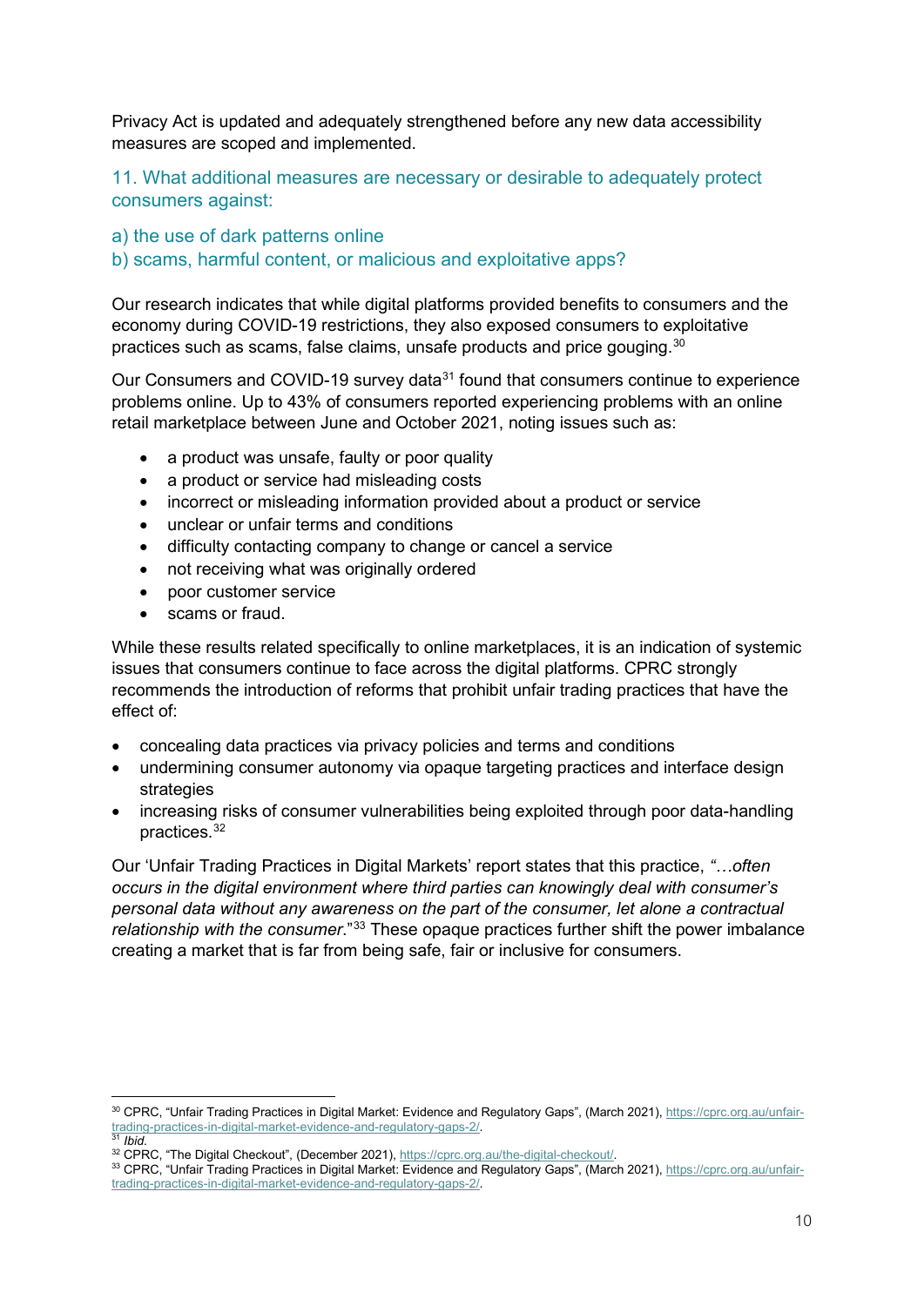Privacy Act is updated and adequately strengthened before any new data accessibility measures are scoped and implemented.

### 11. What additional measures are necessary or desirable to adequately protect consumers against:

### a) the use of dark patterns online
### b) scams, harmful content, or malicious and exploitative apps?

Our research indicates that while digital platforms provided benefits to consumers and the economy during COVID-19 restrictions, they also exposed consumers to exploitative practices such as scams, false claims, unsafe products and price gouging.[30]

Our Consumers and COVID-19 survey data[31] found that consumers continue to experience problems online. Up to 43% of consumers reported experiencing problems with an online retail marketplace between June and October 2021, noting issues such as:

- a product was unsafe, faulty or poor quality
- a product or service had misleading costs
- incorrect or misleading information provided about a product or service
- unclear or unfair terms and conditions
- difficulty contacting company to change or cancel a service
- not receiving what was originally ordered
- poor customer service
- scams or fraud.

While these results related specifically to online marketplaces, it is an indication of systemic issues that consumers continue to face across the digital platforms. CPRC strongly recommends the introduction of reforms that prohibit unfair trading practices that have the effect of:

- concealing data practices via privacy policies and terms and conditions
- undermining consumer autonomy via opaque targeting practices and interface design strategies
- increasing risks of consumer vulnerabilities being exploited through poor data-handling practices.[32]

Our 'Unfair Trading Practices in Digital Markets' report states that this practice, *"…often occurs in the digital environment where third parties can knowingly deal with consumer's personal data without any awareness on the part of the consumer, let alone a contractual relationship with the consumer.*"[33] These opaque practices further shift the power imbalance creating a market that is far from being safe, fair or inclusive for consumers.

---

[30] CPRC, "Unfair Trading Practices in Digital Market: Evidence and Regulatory Gaps", (March 2021), https://cprc.org.au/unfair-trading-practices-in-digital-market-evidence-and-regulatory-gaps-2/.
[31] *Ibid.*
[32] CPRC, "The Digital Checkout", (December 2021), https://cprc.org.au/the-digital-checkout/.
[33] CPRC, "Unfair Trading Practices in Digital Market: Evidence and Regulatory Gaps", (March 2021), https://cprc.org.au/unfair-trading-practices-in-digital-market-evidence-and-regulatory-gaps-2/.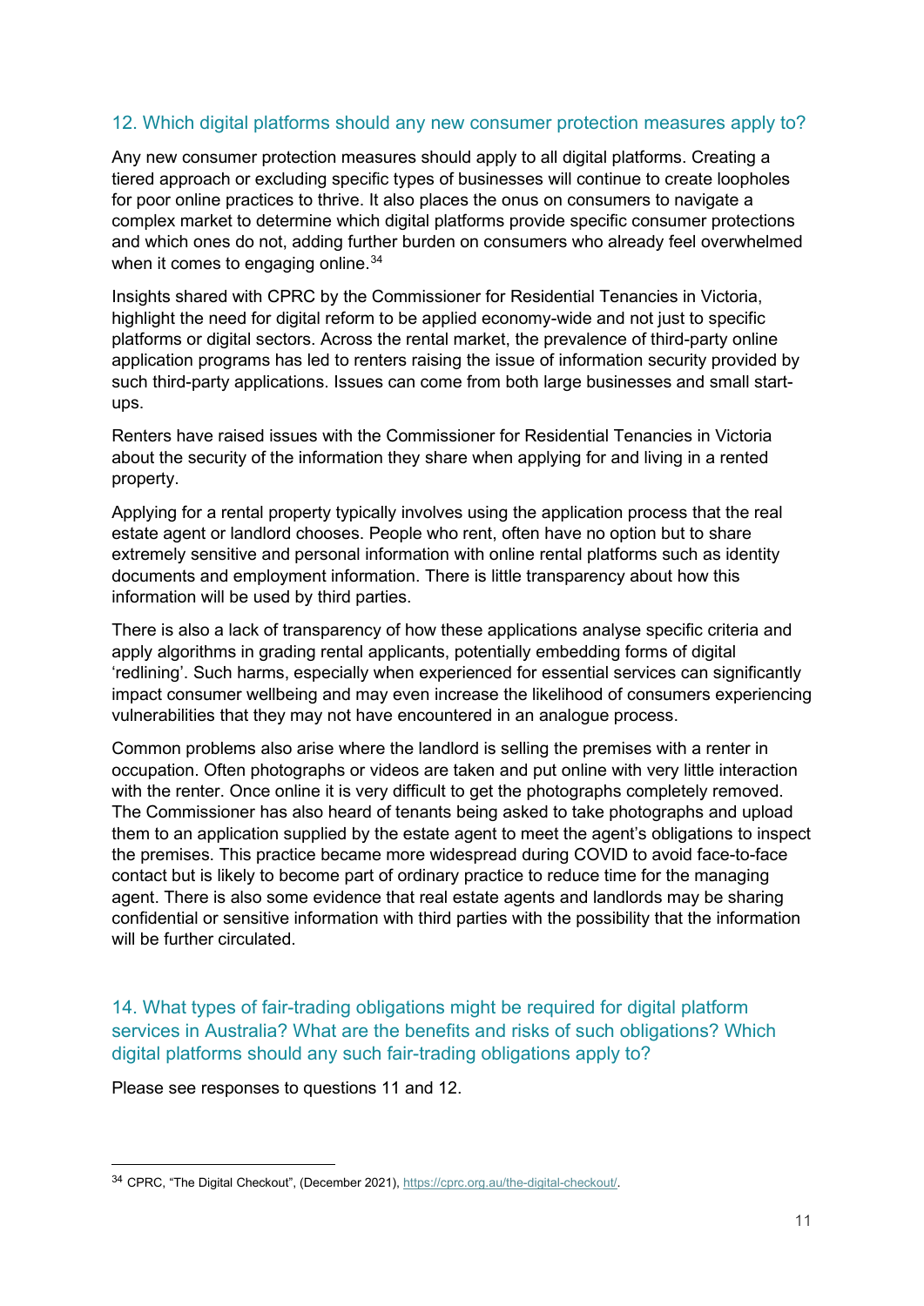## 12. Which digital platforms should any new consumer protection measures apply to?

Any new consumer protection measures should apply to all digital platforms. Creating a tiered approach or excluding specific types of businesses will continue to create loopholes for poor online practices to thrive. It also places the onus on consumers to navigate a complex market to determine which digital platforms provide specific consumer protections and which ones do not, adding further burden on consumers who already feel overwhelmed when it comes to engaging online.[34]

Insights shared with CPRC by the Commissioner for Residential Tenancies in Victoria, highlight the need for digital reform to be applied economy-wide and not just to specific platforms or digital sectors. Across the rental market, the prevalence of third-party online application programs has led to renters raising the issue of information security provided by such third-party applications. Issues can come from both large businesses and small start-ups.

Renters have raised issues with the Commissioner for Residential Tenancies in Victoria about the security of the information they share when applying for and living in a rented property.

Applying for a rental property typically involves using the application process that the real estate agent or landlord chooses. People who rent, often have no option but to share extremely sensitive and personal information with online rental platforms such as identity documents and employment information. There is little transparency about how this information will be used by third parties.

There is also a lack of transparency of how these applications analyse specific criteria and apply algorithms in grading rental applicants, potentially embedding forms of digital 'redlining'. Such harms, especially when experienced for essential services can significantly impact consumer wellbeing and may even increase the likelihood of consumers experiencing vulnerabilities that they may not have encountered in an analogue process.

Common problems also arise where the landlord is selling the premises with a renter in occupation. Often photographs or videos are taken and put online with very little interaction with the renter. Once online it is very difficult to get the photographs completely removed. The Commissioner has also heard of tenants being asked to take photographs and upload them to an application supplied by the estate agent to meet the agent's obligations to inspect the premises. This practice became more widespread during COVID to avoid face-to-face contact but is likely to become part of ordinary practice to reduce time for the managing agent. There is also some evidence that real estate agents and landlords may be sharing confidential or sensitive information with third parties with the possibility that the information will be further circulated.

## 14. What types of fair-trading obligations might be required for digital platform services in Australia? What are the benefits and risks of such obligations? Which digital platforms should any such fair-trading obligations apply to?

Please see responses to questions 11 and 12.

---

[34] CPRC, "The Digital Checkout", (December 2021), https://cprc.org.au/the-digital-checkout/.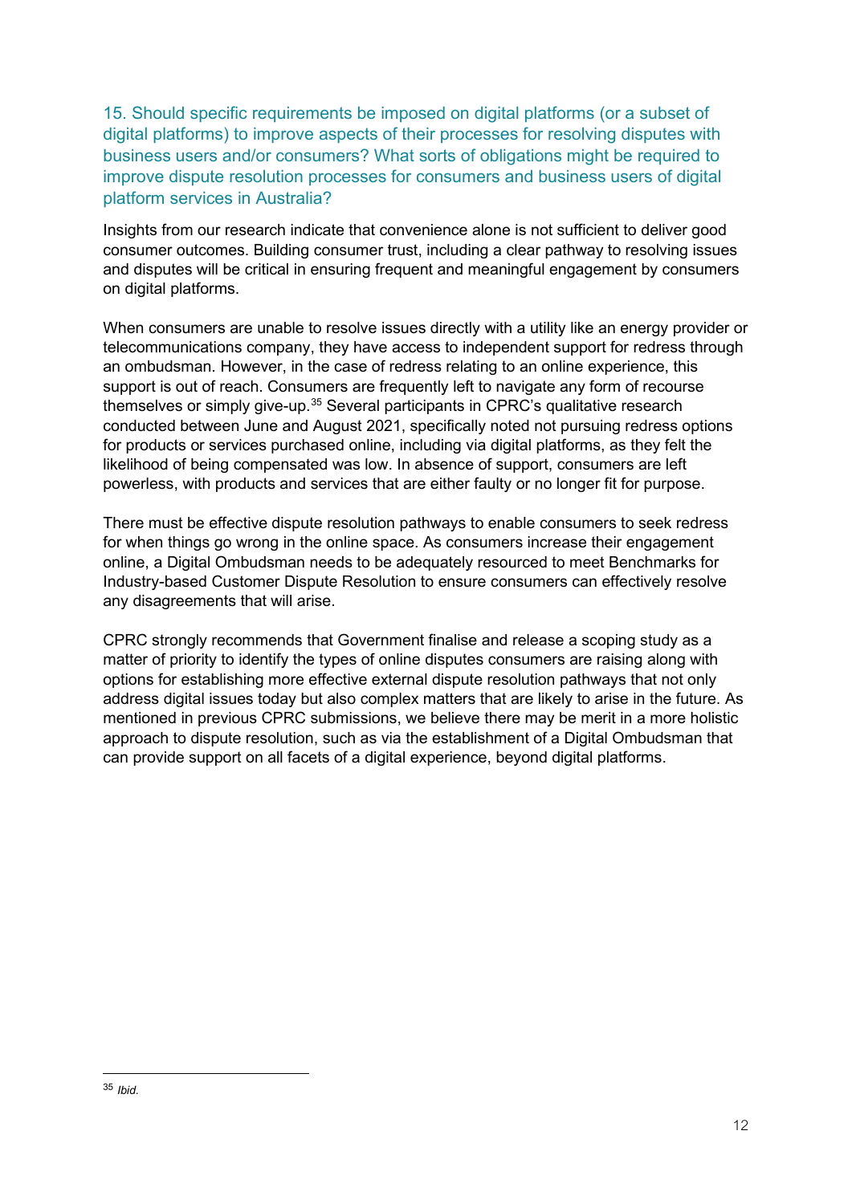### 15. Should specific requirements be imposed on digital platforms (or a subset of digital platforms) to improve aspects of their processes for resolving disputes with business users and/or consumers? What sorts of obligations might be required to improve dispute resolution processes for consumers and business users of digital platform services in Australia?

Insights from our research indicate that convenience alone is not sufficient to deliver good consumer outcomes. Building consumer trust, including a clear pathway to resolving issues and disputes will be critical in ensuring frequent and meaningful engagement by consumers on digital platforms.

When consumers are unable to resolve issues directly with a utility like an energy provider or telecommunications company, they have access to independent support for redress through an ombudsman. However, in the case of redress relating to an online experience, this support is out of reach. Consumers are frequently left to navigate any form of recourse themselves or simply give-up.[35] Several participants in CPRC's qualitative research conducted between June and August 2021, specifically noted not pursuing redress options for products or services purchased online, including via digital platforms, as they felt the likelihood of being compensated was low. In absence of support, consumers are left powerless, with products and services that are either faulty or no longer fit for purpose.

There must be effective dispute resolution pathways to enable consumers to seek redress for when things go wrong in the online space. As consumers increase their engagement online, a Digital Ombudsman needs to be adequately resourced to meet Benchmarks for Industry-based Customer Dispute Resolution to ensure consumers can effectively resolve any disagreements that will arise.

CPRC strongly recommends that Government finalise and release a scoping study as a matter of priority to identify the types of online disputes consumers are raising along with options for establishing more effective external dispute resolution pathways that not only address digital issues today but also complex matters that are likely to arise in the future. As mentioned in previous CPRC submissions, we believe there may be merit in a more holistic approach to dispute resolution, such as via the establishment of a Digital Ombudsman that can provide support on all facets of a digital experience, beyond digital platforms.

---

[35] *Ibid.*